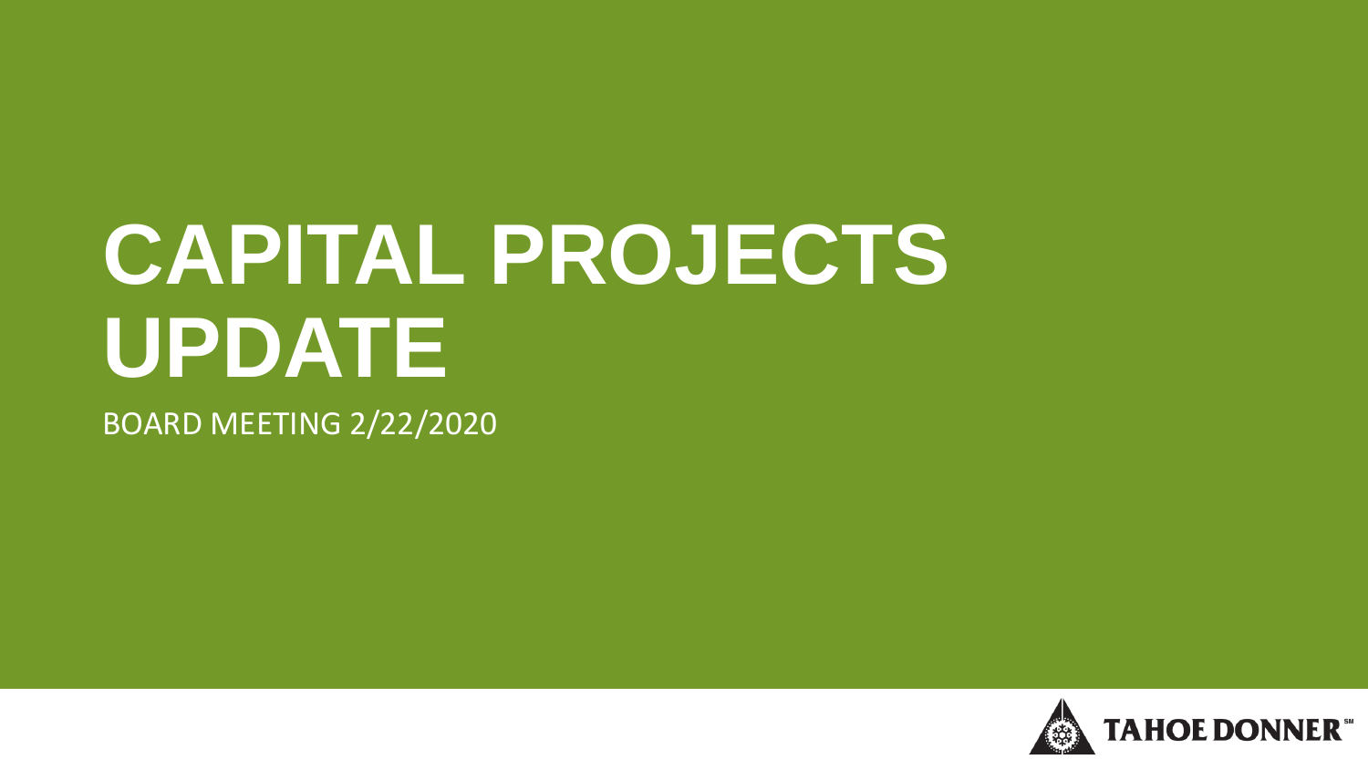# CAPITAL PROJECTS UPDATE

BOARD MEETING 2/22/2020

TAHOE DONNER℠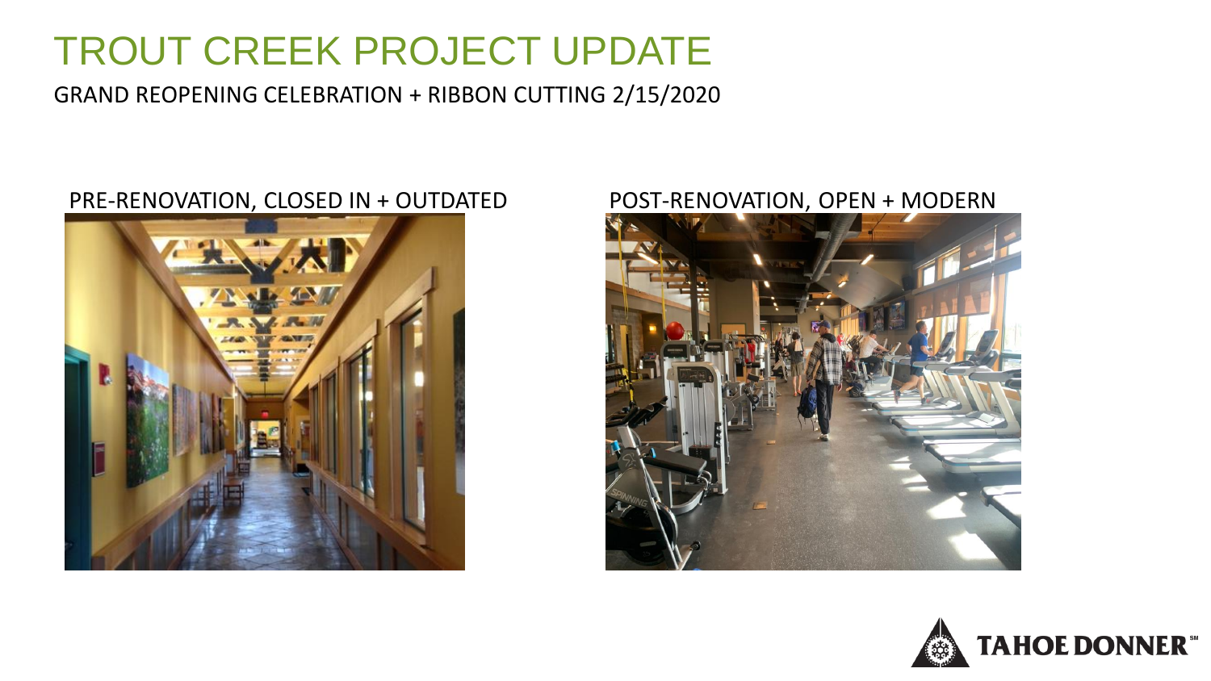# TROUT CREEK PROJECT UPDATE

GRAND REOPENING CELEBRATION + RIBBON CUTTING 2/15/2020

PRE-RENOVATION, CLOSED IN + OUTDATED

POST-RENOVATION, OPEN + MODERN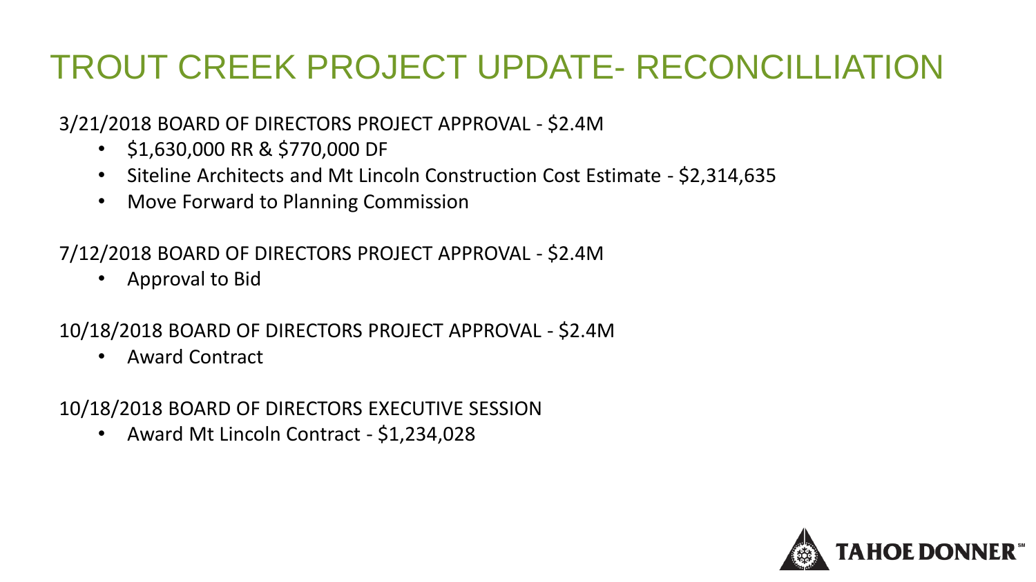# TROUT CREEK PROJECT UPDATE- RECONCILLIATION

3/21/2018 BOARD OF DIRECTORS PROJECT APPROVAL - $2.4M

- $1,630,000 RR & $770,000 DF
- Siteline Architects and Mt Lincoln Construction Cost Estimate - $2,314,635
- Move Forward to Planning Commission

7/12/2018 BOARD OF DIRECTORS PROJECT APPROVAL - $2.4M

- Approval to Bid

10/18/2018 BOARD OF DIRECTORS PROJECT APPROVAL - $2.4M

- Award Contract

10/18/2018 BOARD OF DIRECTORS EXECUTIVE SESSION

- Award Mt Lincoln Contract - $1,234,028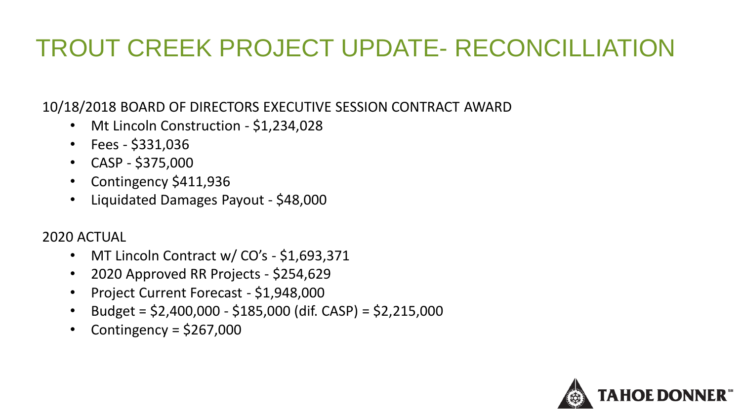# TROUT CREEK PROJECT UPDATE- RECONCILLIATION

10/18/2018 BOARD OF DIRECTORS EXECUTIVE SESSION CONTRACT AWARD

- Mt Lincoln Construction - $1,234,028
- Fees - $331,036
- CASP - $375,000
- Contingency $411,936
- Liquidated Damages Payout - $48,000

2020 ACTUAL

- MT Lincoln Contract w/ CO's - $1,693,371
- 2020 Approved RR Projects - $254,629
- Project Current Forecast - $1,948,000
- Budget = $2,400,000 - $185,000 (dif. CASP) = $2,215,000
- Contingency = $267,000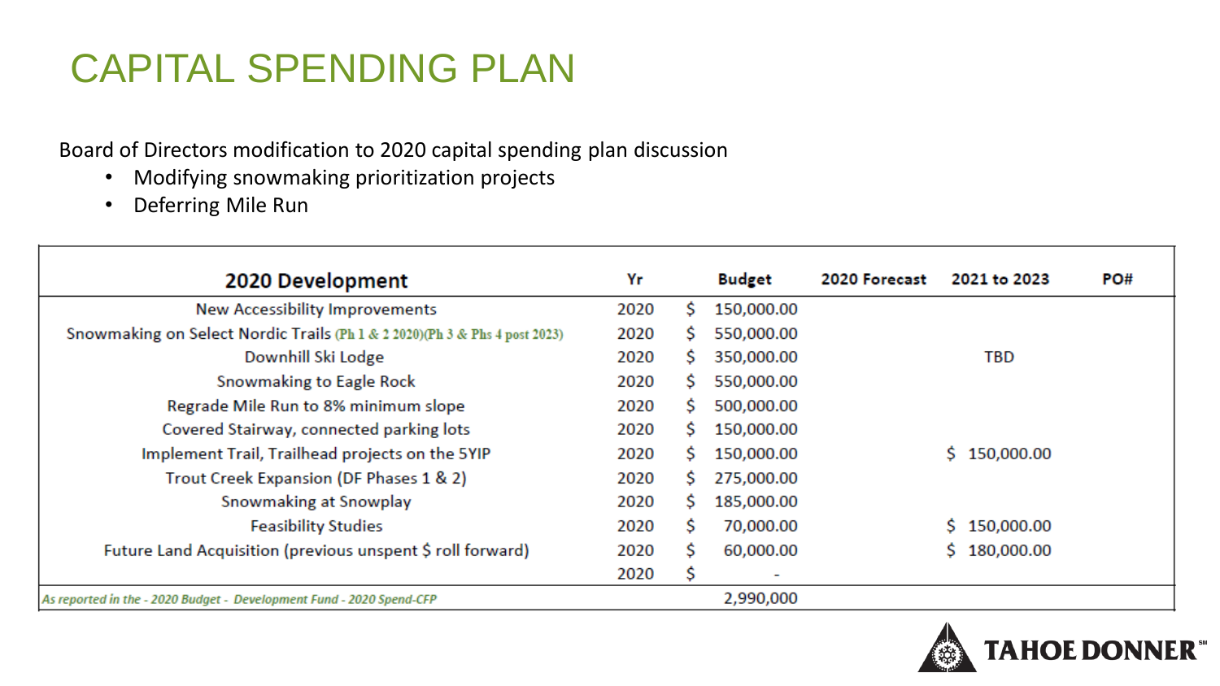# CAPITAL SPENDING PLAN

Board of Directors modification to 2020 capital spending plan discussion

- Modifying snowmaking prioritization projects
- Deferring Mile Run

| 2020 Development | Yr | Budget | 2020 Forecast | 2021 to 2023 | PO# |
|---|---|---|---|---|---|
| New Accessibility Improvements | 2020 | $ 150,000.00 | | | |
| Snowmaking on Select Nordic Trails (Ph 1 & 2 2020)(Ph 3 & Phs 4 post 2023) | 2020 | $ 550,000.00 | | | |
| Downhill Ski Lodge | 2020 | $ 350,000.00 | | TBD | |
| Snowmaking to Eagle Rock | 2020 | $ 550,000.00 | | | |
| Regrade Mile Run to 8% minimum slope | 2020 | $ 500,000.00 | | | |
| Covered Stairway, connected parking lots | 2020 | $ 150,000.00 | | | |
| Implement Trail, Trailhead projects on the 5YIP | 2020 | $ 150,000.00 | | $ 150,000.00 | |
| Trout Creek Expansion (DF Phases 1 & 2) | 2020 | $ 275,000.00 | | | |
| Snowmaking at Snowplay | 2020 | $ 185,000.00 | | | |
| Feasibility Studies | 2020 | $ 70,000.00 | | $ 150,000.00 | |
| Future Land Acquisition (previous unspent $ roll forward) | 2020 | $ 60,000.00 | | $ 180,000.00 | |
| | 2020 | $ - | | | |
| *As reported in the - 2020 Budget - Development Fund - 2020 Spend-CFP* | | 2,990,000 | | | |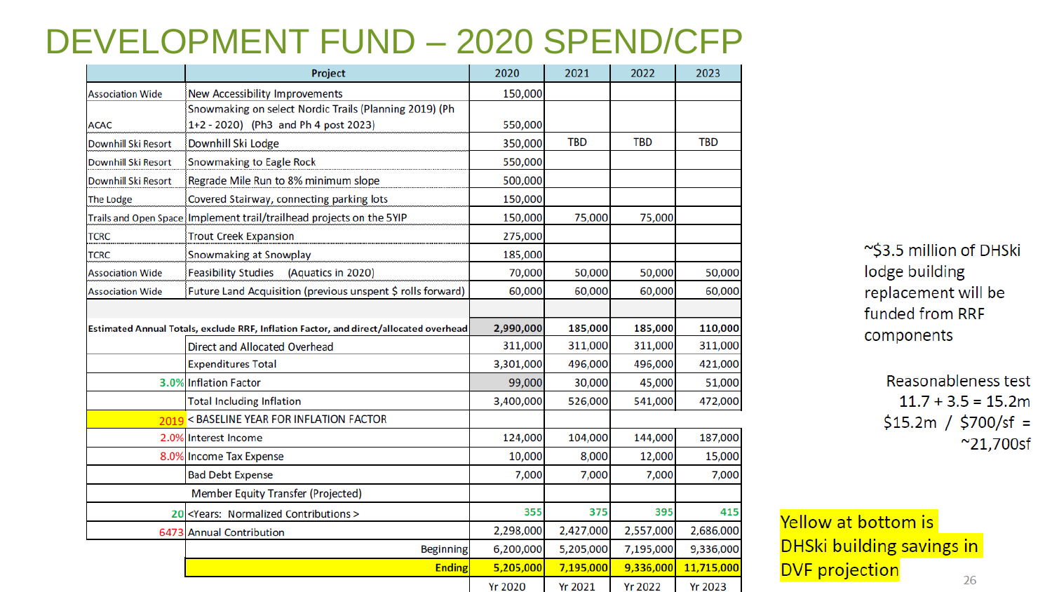# DEVELOPMENT FUND – 2020 SPEND/CFP

| | Project | 2020 | 2021 | 2022 | 2023 |
|---|---|---|---|---|---|
| Association Wide | New Accessibility Improvements | 150,000 | | | |
| ACAC | Snowmaking on select Nordic Trails (Planning 2019) (Ph 1+2 - 2020) (Ph3 and Ph 4 post 2023) | 550,000 | | | |
| Downhill Ski Resort | Downhill Ski Lodge | 350,000 | TBD | TBD | TBD |
| Downhill Ski Resort | Snowmaking to Eagle Rock | 550,000 | | | |
| Downhill Ski Resort | Regrade Mile Run to 8% minimum slope | 500,000 | | | |
| The Lodge | Covered Stairway, connecting parking lots | 150,000 | | | |
| Trails and Open Space | Implement trail/trailhead projects on the 5YIP | 150,000 | 75,000 | 75,000 | |
| TCRC | Trout Creek Expansion | 275,000 | | | |
| TCRC | Snowmaking at Snowplay | 185,000 | | | |
| Association Wide | Feasibility Studies (Aquatics in 2020) | 70,000 | 50,000 | 50,000 | 50,000 |
| Association Wide | Future Land Acquisition (previous unspent $ rolls forward) | 60,000 | 60,000 | 60,000 | 60,000 |
| | | | | | |
| **Estimated Annual Totals, exclude RRF, Inflation Factor, and direct/allocated overhead** | | **2,990,000** | **185,000** | **185,000** | **110,000** |
| | Direct and Allocated Overhead | 311,000 | 311,000 | 311,000 | 311,000 |
| | Expenditures Total | 3,301,000 | 496,000 | 496,000 | 421,000 |
| 3.0% | Inflation Factor | 99,000 | 30,000 | 45,000 | 51,000 |
| | Total Including Inflation | 3,400,000 | 526,000 | 541,000 | 472,000 |
| 2019 | < BASELINE YEAR FOR INFLATION FACTOR | | | | |
| 2.0% | Interest Income | 124,000 | 104,000 | 144,000 | 187,000 |
| 8.0% | Income Tax Expense | 10,000 | 8,000 | 12,000 | 15,000 |
| | Bad Debt Expense | 7,000 | 7,000 | 7,000 | 7,000 |
| | Member Equity Transfer (Projected) | | | | |
| 20 | <Years: Normalized Contributions > | 355 | 375 | 395 | 415 |
| 6473 | Annual Contribution | 2,298,000 | 2,427,000 | 2,557,000 | 2,686,000 |
| | Beginning | 6,200,000 | 5,205,000 | 7,195,000 | 9,336,000 |
| | **Ending** | **5,205,000** | **7,195,000** | **9,336,000** | **11,715,000** |
| | | Yr 2020 | Yr 2021 | Yr 2022 | Yr 2023 |

~$3.5 million of DHSki lodge building replacement will be funded from RRF components

Reasonableness test
11.7 + 3.5 = 15.2m
$15.2m / $700/sf = ~21,700sf

Yellow at bottom is DHSki building savings in DVF projection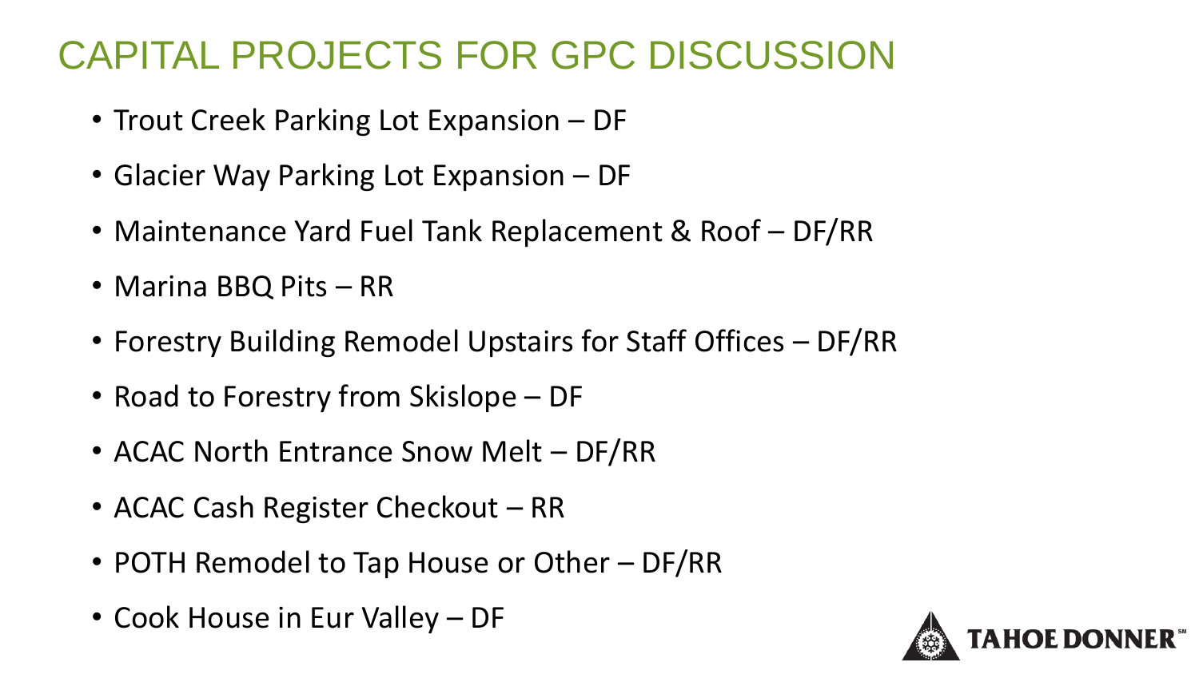# CAPITAL PROJECTS FOR GPC DISCUSSION

- Trout Creek Parking Lot Expansion – DF
- Glacier Way Parking Lot Expansion – DF
- Maintenance Yard Fuel Tank Replacement & Roof – DF/RR
- Marina BBQ Pits – RR
- Forestry Building Remodel Upstairs for Staff Offices – DF/RR
- Road to Forestry from Skislope – DF
- ACAC North Entrance Snow Melt – DF/RR
- ACAC Cash Register Checkout – RR
- POTH Remodel to Tap House or Other – DF/RR
- Cook House in Eur Valley – DF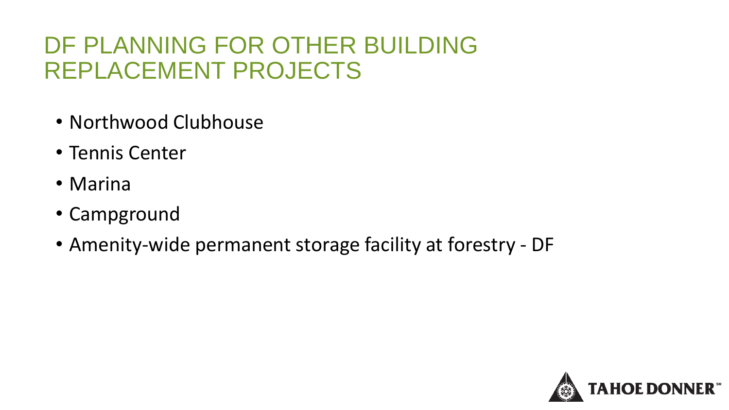# DF PLANNING FOR OTHER BUILDING REPLACEMENT PROJECTS

- Northwood Clubhouse
- Tennis Center
- Marina
- Campground
- Amenity-wide permanent storage facility at forestry - DF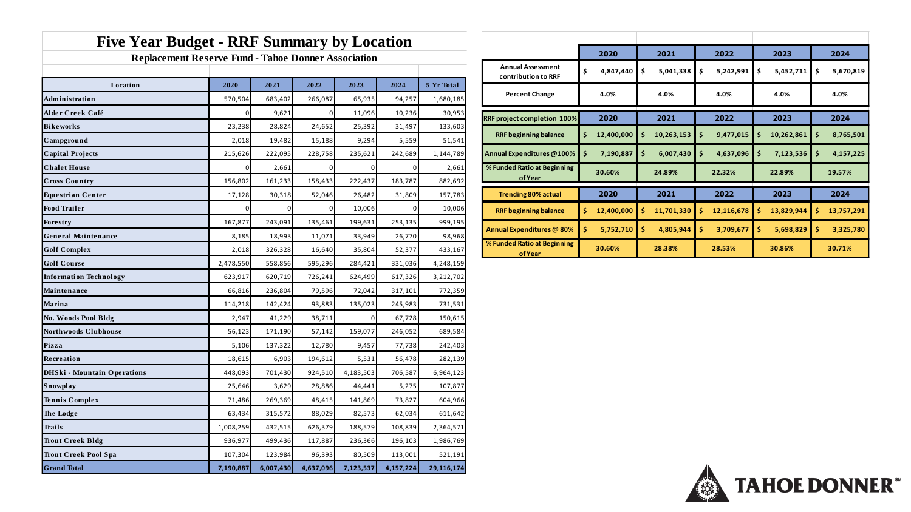# Five Year Budget - RRF Summary by Location

## Replacement Reserve Fund - Tahoe Donner Association

| Location | 2020 | 2021 | 2022 | 2023 | 2024 | 5 Yr Total |
|---|---|---|---|---|---|---|
| Administration | 570,504 | 683,402 | 266,087 | 65,935 | 94,257 | 1,680,185 |
| Alder Creek Café | 0 | 9,621 | 0 | 11,096 | 10,236 | 30,953 |
| Bikeworks | 23,238 | 28,824 | 24,652 | 25,392 | 31,497 | 133,603 |
| Campground | 2,018 | 19,482 | 15,188 | 9,294 | 5,559 | 51,541 |
| Capital Projects | 215,626 | 222,095 | 228,758 | 235,621 | 242,689 | 1,144,789 |
| Chalet House | 0 | 2,661 | 0 | 0 | 0 | 2,661 |
| Cross Country | 156,802 | 161,233 | 158,433 | 222,437 | 183,787 | 882,692 |
| Equestrian Center | 17,128 | 30,318 | 52,046 | 26,482 | 31,809 | 157,783 |
| Food Trailer | 0 | 0 | 0 | 10,006 | 0 | 10,006 |
| Forestry | 167,877 | 243,091 | 135,461 | 199,631 | 253,135 | 999,195 |
| General Maintenance | 8,185 | 18,993 | 11,071 | 33,949 | 26,770 | 98,968 |
| Golf Complex | 2,018 | 326,328 | 16,640 | 35,804 | 52,377 | 433,167 |
| Golf Course | 2,478,550 | 558,856 | 595,296 | 284,421 | 331,036 | 4,248,159 |
| Information Technology | 623,917 | 620,719 | 726,241 | 624,499 | 617,326 | 3,212,702 |
| Maintenance | 66,816 | 236,804 | 79,596 | 72,042 | 317,101 | 772,359 |
| Marina | 114,218 | 142,424 | 93,883 | 135,023 | 245,983 | 731,531 |
| No. Woods Pool Bldg | 2,947 | 41,229 | 38,711 | 0 | 67,728 | 150,615 |
| Northwoods Clubhouse | 56,123 | 171,190 | 57,142 | 159,077 | 246,052 | 689,584 |
| Pizza | 5,106 | 137,322 | 12,780 | 9,457 | 77,738 | 242,403 |
| Recreation | 18,615 | 6,903 | 194,612 | 5,531 | 56,478 | 282,139 |
| DHSki - Mountain Operations | 448,093 | 701,430 | 924,510 | 4,183,503 | 706,587 | 6,964,123 |
| Snowplay | 25,646 | 3,629 | 28,886 | 44,441 | 5,275 | 107,877 |
| Tennis Complex | 71,486 | 269,369 | 48,415 | 141,869 | 73,827 | 604,966 |
| The Lodge | 63,434 | 315,572 | 88,029 | 82,573 | 62,034 | 611,642 |
| Trails | 1,008,259 | 432,515 | 626,379 | 188,579 | 108,839 | 2,364,571 |
| Trout Creek Bldg | 936,977 | 499,436 | 117,887 | 236,366 | 196,103 | 1,986,769 |
| Trout Creek Pool Spa | 107,304 | 123,984 | 96,393 | 80,509 | 113,001 | 521,191 |
| **Grand Total** | **7,190,887** | **6,007,430** | **4,637,096** | **7,123,537** | **4,157,224** | **29,116,174** |

| | 2020 | 2021 | 2022 | 2023 | 2024 |
|---|---|---|---|---|---|
| Annual Assessment contribution to RRF | $ 4,847,440 | $ 5,041,338 | $ 5,242,991 | $ 5,452,711 | $ 5,670,819 |
| Percent Change | 4.0% | 4.0% | 4.0% | 4.0% | 4.0% |
| **RRF project completion 100%** | **2020** | **2021** | **2022** | **2023** | **2024** |
| RRF beginning balance | $ 12,400,000 | $ 10,263,153 | $ 9,477,015 | $ 10,262,861 | $ 8,765,501 |
| Annual Expenditures @100% | $ 7,190,887 | $ 6,007,430 | $ 4,637,096 | $ 7,123,536 | $ 4,157,225 |
| % Funded Ratio at Beginning of Year | 30.60% | 24.89% | 22.32% | 22.89% | 19.57% |
| **Trending 80% actual** | **2020** | **2021** | **2022** | **2023** | **2024** |
| RRF beginning balance | $ 12,400,000 | $ 11,701,330 | $ 12,116,678 | $ 13,829,944 | $ 13,757,291 |
| Annual Expenditures @ 80% | $ 5,752,710 | $ 4,805,944 | $ 3,709,677 | $ 5,698,829 | $ 3,325,780 |
| % Funded Ratio at Beginning of Year | 30.60% | 28.38% | 28.53% | 30.86% | 30.71% |

TAHOE DONNER℠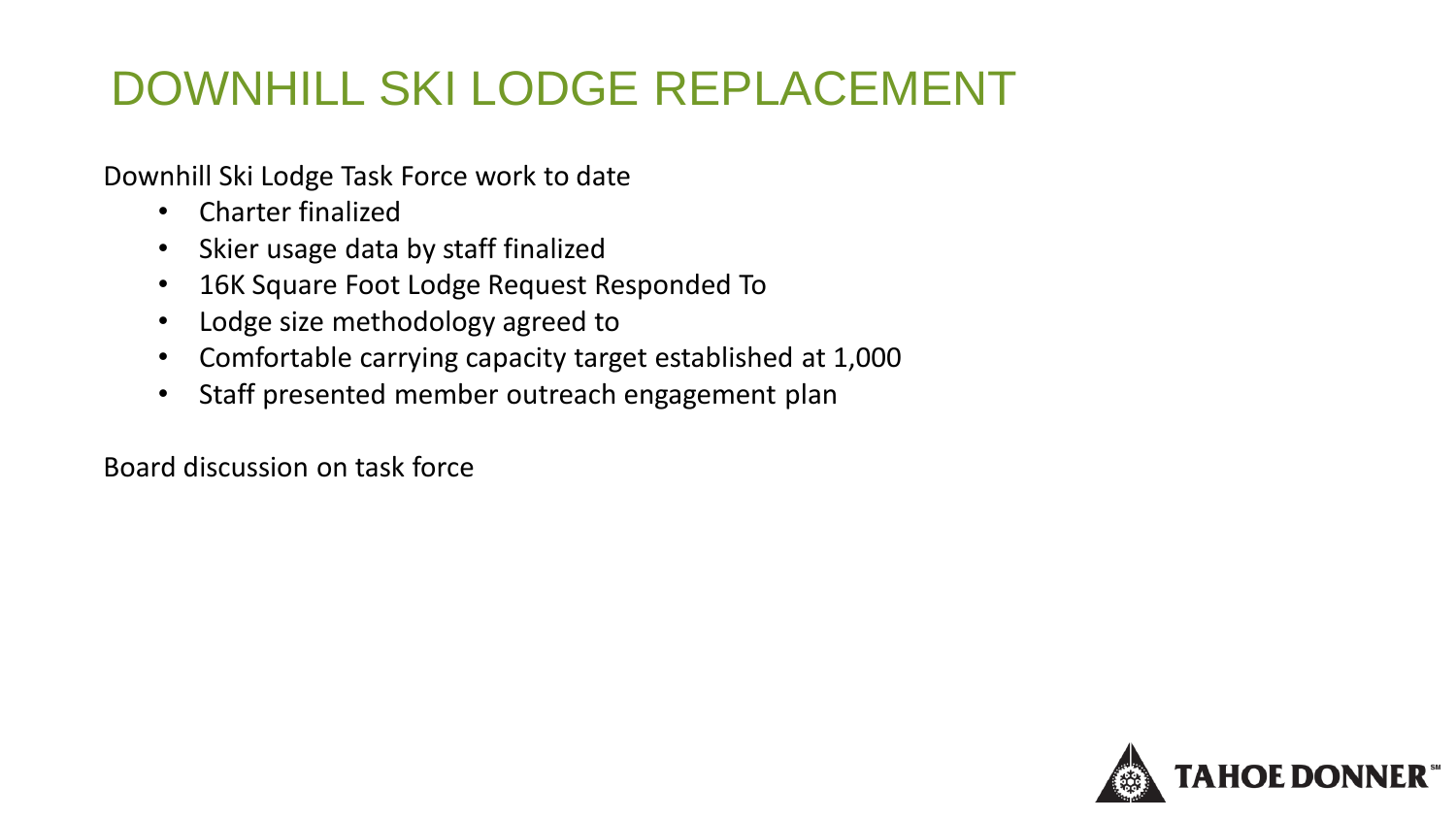# DOWNHILL SKI LODGE REPLACEMENT

Downhill Ski Lodge Task Force work to date

- Charter finalized
- Skier usage data by staff finalized
- 16K Square Foot Lodge Request Responded To
- Lodge size methodology agreed to
- Comfortable carrying capacity target established at 1,000
- Staff presented member outreach engagement plan

Board discussion on task force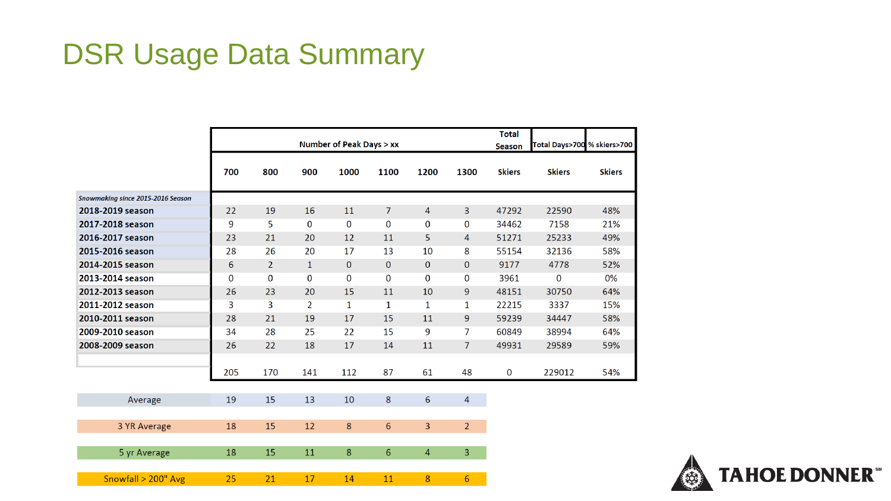# DSR Usage Data Summary

| | Number of Peak Days > xx | | | | | | | Total Season | Total Days>700 | % skiers>700 |
|---|---|---|---|---|---|---|---|---|---|---|
| | 700 | 800 | 900 | 1000 | 1100 | 1200 | 1300 | Skiers | Skiers | Skiers |
| *Snowmaking since 2015-2016 Season* | | | | | | | | | | |
| **2018-2019 season** | 22 | 19 | 16 | 11 | 7 | 4 | 3 | 47292 | 22590 | 48% |
| **2017-2018 season** | 9 | 5 | 0 | 0 | 0 | 0 | 0 | 34462 | 7158 | 21% |
| **2016-2017 season** | 23 | 21 | 20 | 12 | 11 | 5 | 4 | 51271 | 25233 | 49% |
| **2015-2016 season** | 28 | 26 | 20 | 17 | 13 | 10 | 8 | 55154 | 32136 | 58% |
| **2014-2015 season** | 6 | 2 | 1 | 0 | 0 | 0 | 0 | 9177 | 4778 | 52% |
| **2013-2014 season** | 0 | 0 | 0 | 0 | 0 | 0 | 0 | 3961 | 0 | 0% |
| **2012-2013 season** | 26 | 23 | 20 | 15 | 11 | 10 | 9 | 48151 | 30750 | 64% |
| **2011-2012 season** | 3 | 3 | 2 | 1 | 1 | 1 | 1 | 22215 | 3337 | 15% |
| **2010-2011 season** | 28 | 21 | 19 | 17 | 15 | 11 | 9 | 59239 | 34447 | 58% |
| **2009-2010 season** | 34 | 28 | 25 | 22 | 15 | 9 | 7 | 60849 | 38994 | 64% |
| **2008-2009 season** | 26 | 22 | 18 | 17 | 14 | 11 | 7 | 49931 | 29589 | 59% |
| | 205 | 170 | 141 | 112 | 87 | 61 | 48 | 0 | 229012 | 54% |

| | 700 | 800 | 900 | 1000 | 1100 | 1200 | 1300 |
|---|---|---|---|---|---|---|---|
| Average | 19 | 15 | 13 | 10 | 8 | 6 | 4 |
| 3 YR Average | 18 | 15 | 12 | 8 | 6 | 3 | 2 |
| 5 yr Average | 18 | 15 | 11 | 8 | 6 | 4 | 3 |
| Snowfall > 200" Avg | 25 | 21 | 17 | 14 | 11 | 8 | 6 |

TAHOE DONNER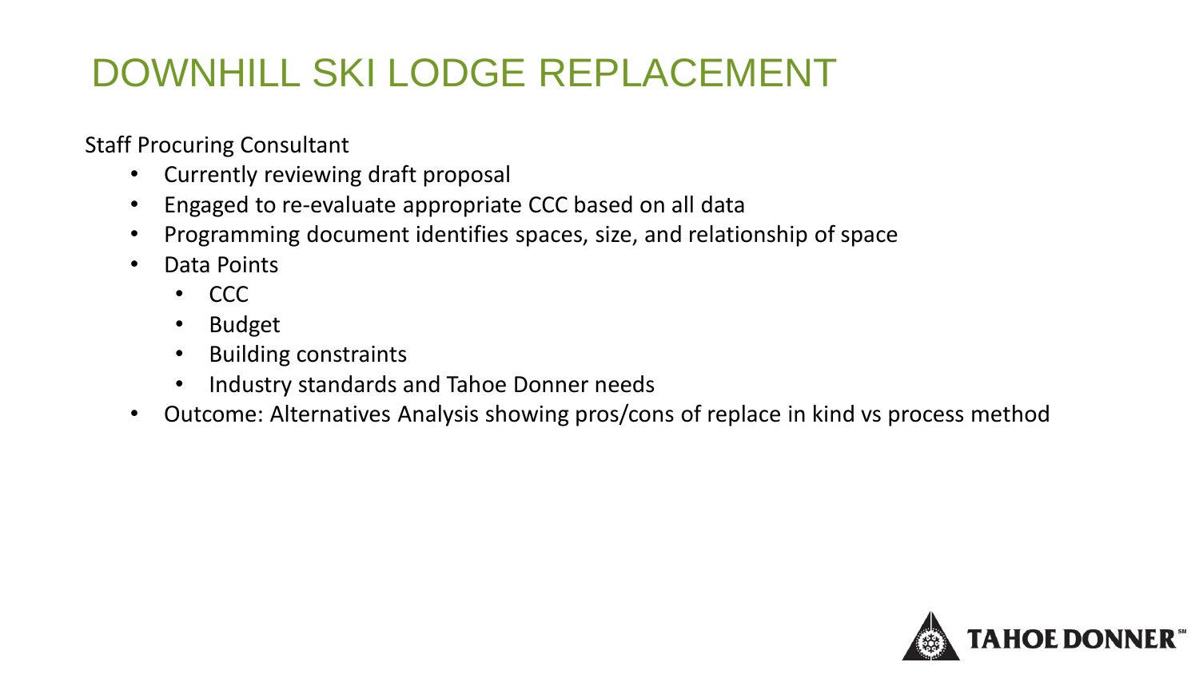# DOWNHILL SKI LODGE REPLACEMENT

Staff Procuring Consultant

- Currently reviewing draft proposal
- Engaged to re-evaluate appropriate CCC based on all data
- Programming document identifies spaces, size, and relationship of space
- Data Points
  - CCC
  - Budget
  - Building constraints
  - Industry standards and Tahoe Donner needs
- Outcome: Alternatives Analysis showing pros/cons of replace in kind vs process method